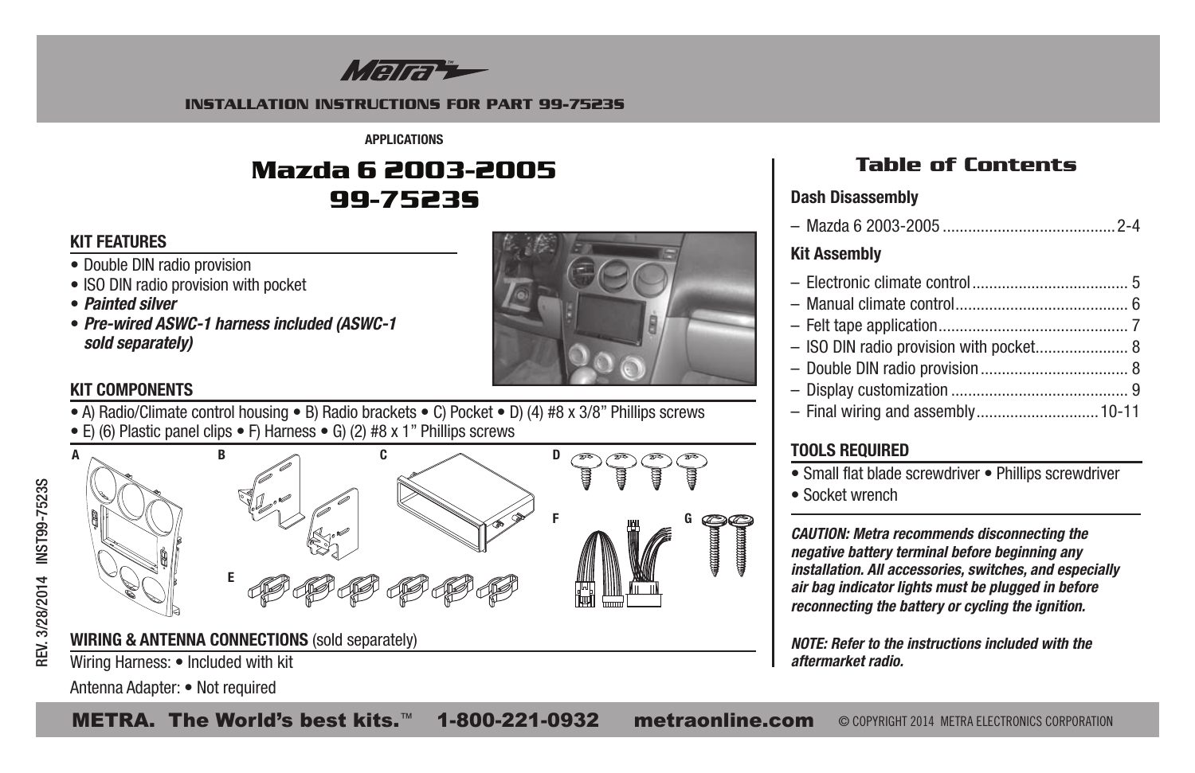Metra

INSTALLATION INSTRUCTIONS FOR PART 99-7523S

APPLICATIONS

# Mazda 6 2003-2005
# 99-7523S

## KIT FEATURES

- Double DIN radio provision
- ISO DIN radio provision with pocket
- ***Painted silver***
- ***Pre-wired ASWC-1 harness included (ASWC-1 sold separately)***

## KIT COMPONENTS

- A) Radio/Climate control housing • B) Radio brackets • C) Pocket • D) (4) #8 x 3/8" Phillips screws
- E) (6) Plastic panel clips • F) Harness • G) (2) #8 x 1" Phillips screws

A B C D E F G

## WIRING & ANTENNA CONNECTIONS (sold separately)

Wiring Harness: • Included with kit

Antenna Adapter: • Not required

## Table of Contents

**Dash Disassembly**

– Mazda 6 2003-2005 ........................................ 2-4

**Kit Assembly**

– Electronic climate control .................................... 5
– Manual climate control ........................................ 6
– Felt tape application ............................................ 7
– ISO DIN radio provision with pocket ...................... 8
– Double DIN radio provision .................................. 8
– Display customization .......................................... 9
– Final wiring and assembly ............................ 10-11

## TOOLS REQUIRED

- Small flat blade screwdriver • Phillips screwdriver
- Socket wrench

***CAUTION: Metra recommends disconnecting the negative battery terminal before beginning any installation. All accessories, switches, and especially air bag indicator lights must be plugged in before reconnecting the battery or cycling the ignition.***

***NOTE: Refer to the instructions included with the aftermarket radio.***

REV. 3/28/2014 INST99-7523S

METRA. The World's best kits.™ 1-800-221-0932 metraonline.com © COPYRIGHT 2014 METRA ELECTRONICS CORPORATION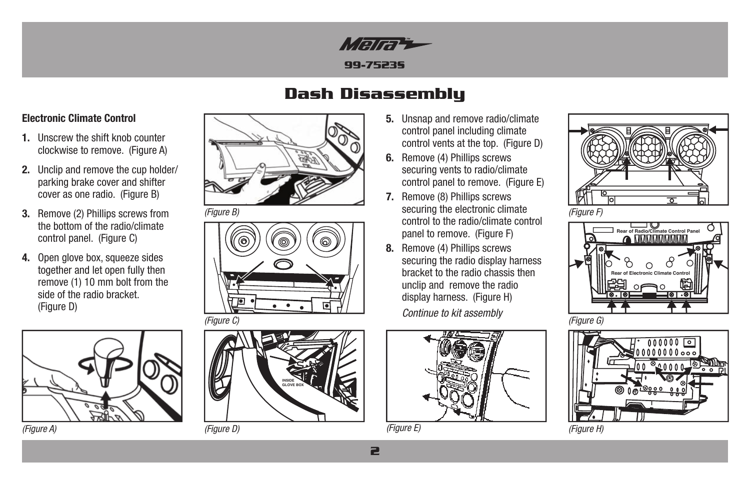# Dash Disassembly

**Electronic Climate Control**

1. Unscrew the shift knob counter clockwise to remove. (Figure A)
2. Unclip and remove the cup holder/ parking brake cover and shifter cover as one radio. (Figure B)
3. Remove (2) Phillips screws from the bottom of the radio/climate control panel. (Figure C)
4. Open glove box, squeeze sides together and let open fully then remove (1) 10 mm bolt from the side of the radio bracket. (Figure D)
5. Unsnap and remove radio/climate control panel including climate control vents at the top. (Figure D)
6. Remove (4) Phillips screws securing vents to radio/climate control panel to remove. (Figure E)
7. Remove (8) Phillips screws securing the electronic climate control to the radio/climate control panel to remove. (Figure F)
8. Remove (4) Phillips screws securing the radio display harness bracket to the radio chassis then unclip and remove the radio display harness. (Figure H)

*Continue to kit assembly*

*(Figure A)*

*(Figure B)*

*(Figure C)*

INSIDE GLOVE BOX

*(Figure D)*

*(Figure E)*

*(Figure F)*

Rear of Radio/Climate Control Panel

Rear of Electronic Climate Control

*(Figure G)*

*(Figure H)*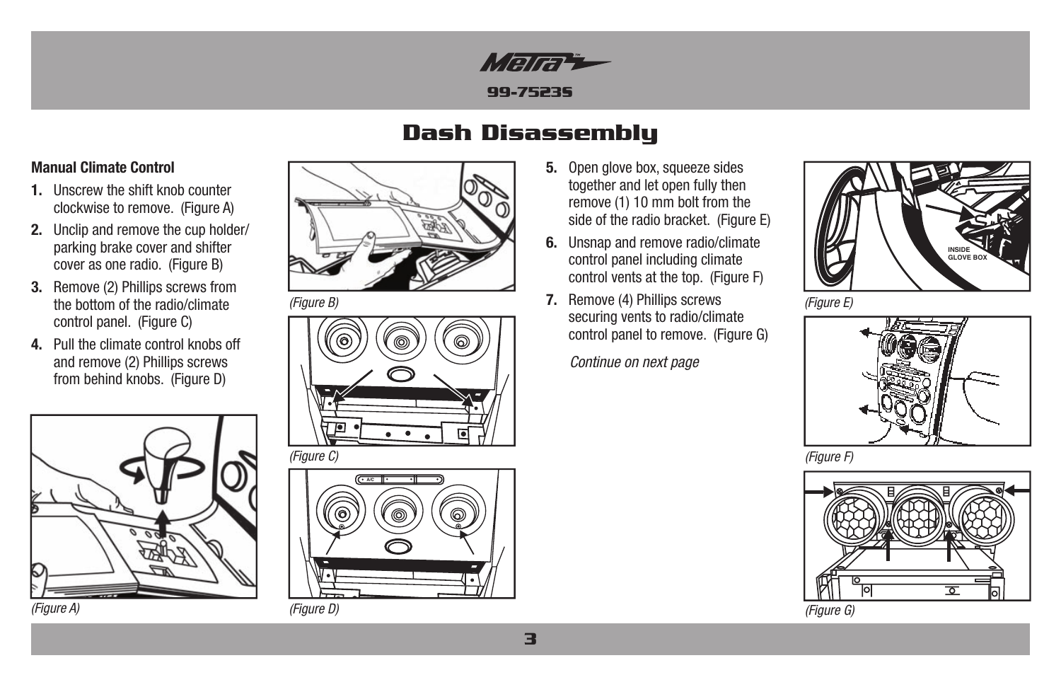# Dash Disassembly

**Manual Climate Control**

1. Unscrew the shift knob counter clockwise to remove. (Figure A)
2. Unclip and remove the cup holder/ parking brake cover and shifter cover as one radio. (Figure B)
3. Remove (2) Phillips screws from the bottom of the radio/climate control panel. (Figure C)
4. Pull the climate control knobs off and remove (2) Phillips screws from behind knobs. (Figure D)

*(Figure A)*

*(Figure B)*

*(Figure C)*

*(Figure D)*

5. Open glove box, squeeze sides together and let open fully then remove (1) 10 mm bolt from the side of the radio bracket. (Figure E)
6. Unsnap and remove radio/climate control panel including climate control vents at the top. (Figure F)
7. Remove (4) Phillips screws securing vents to radio/climate control panel to remove. (Figure G)

*Continue on next page*

*(Figure E)*

*(Figure F)*

*(Figure G)*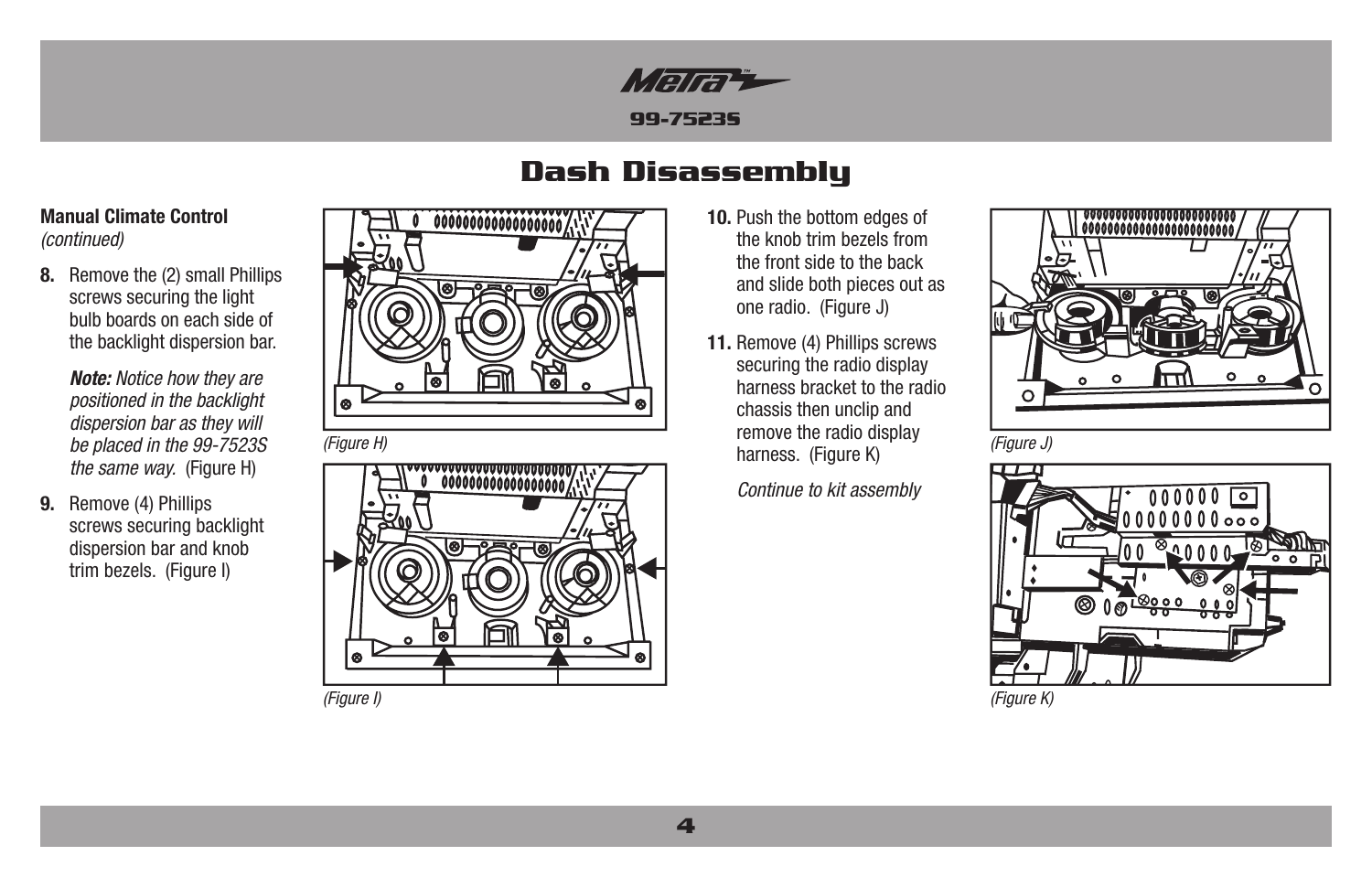# Dash Disassembly

**Manual Climate Control**
*(continued)*

8. Remove the (2) small Phillips screws securing the light bulb boards on each side of the backlight dispersion bar.

   ***Note:*** *Notice how they are positioned in the backlight dispersion bar as they will be placed in the 99-7523S the same way.* (Figure H)

9. Remove (4) Phillips screws securing backlight dispersion bar and knob trim bezels. (Figure I)

*(Figure H)*

*(Figure I)*

10. Push the bottom edges of the knob trim bezels from the front side to the back and slide both pieces out as one radio. (Figure J)

11. Remove (4) Phillips screws securing the radio display harness bracket to the radio chassis then unclip and remove the radio display harness. (Figure K)

    *Continue to kit assembly*

*(Figure J)*

*(Figure K)*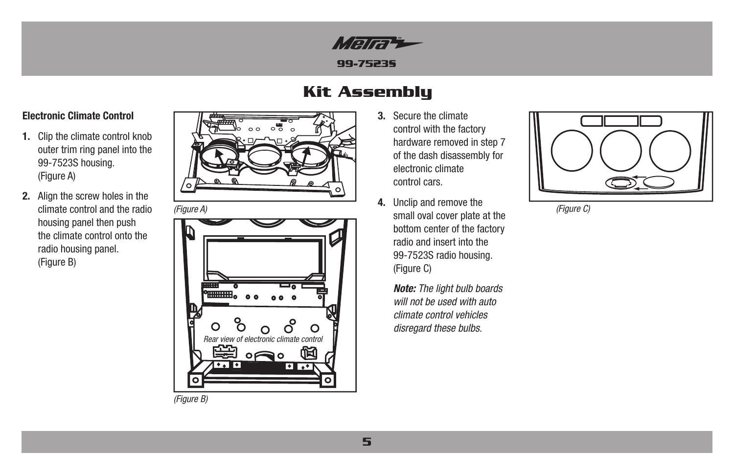# Kit Assembly

### Electronic Climate Control

1. Clip the climate control knob outer trim ring panel into the 99-7523S housing. (Figure A)
2. Align the screw holes in the climate control and the radio housing panel then push the climate control onto the radio housing panel. (Figure B)

*(Figure A)*

*Rear view of electronic climate control*

*(Figure B)*

3. Secure the climate control with the factory hardware removed in step 7 of the dash disassembly for electronic climate control cars.
4. Unclip and remove the small oval cover plate at the bottom center of the factory radio and insert into the 99-7523S radio housing. (Figure C)

   ***Note:*** *The light bulb boards will not be used with auto climate control vehicles disregard these bulbs.*

*(Figure C)*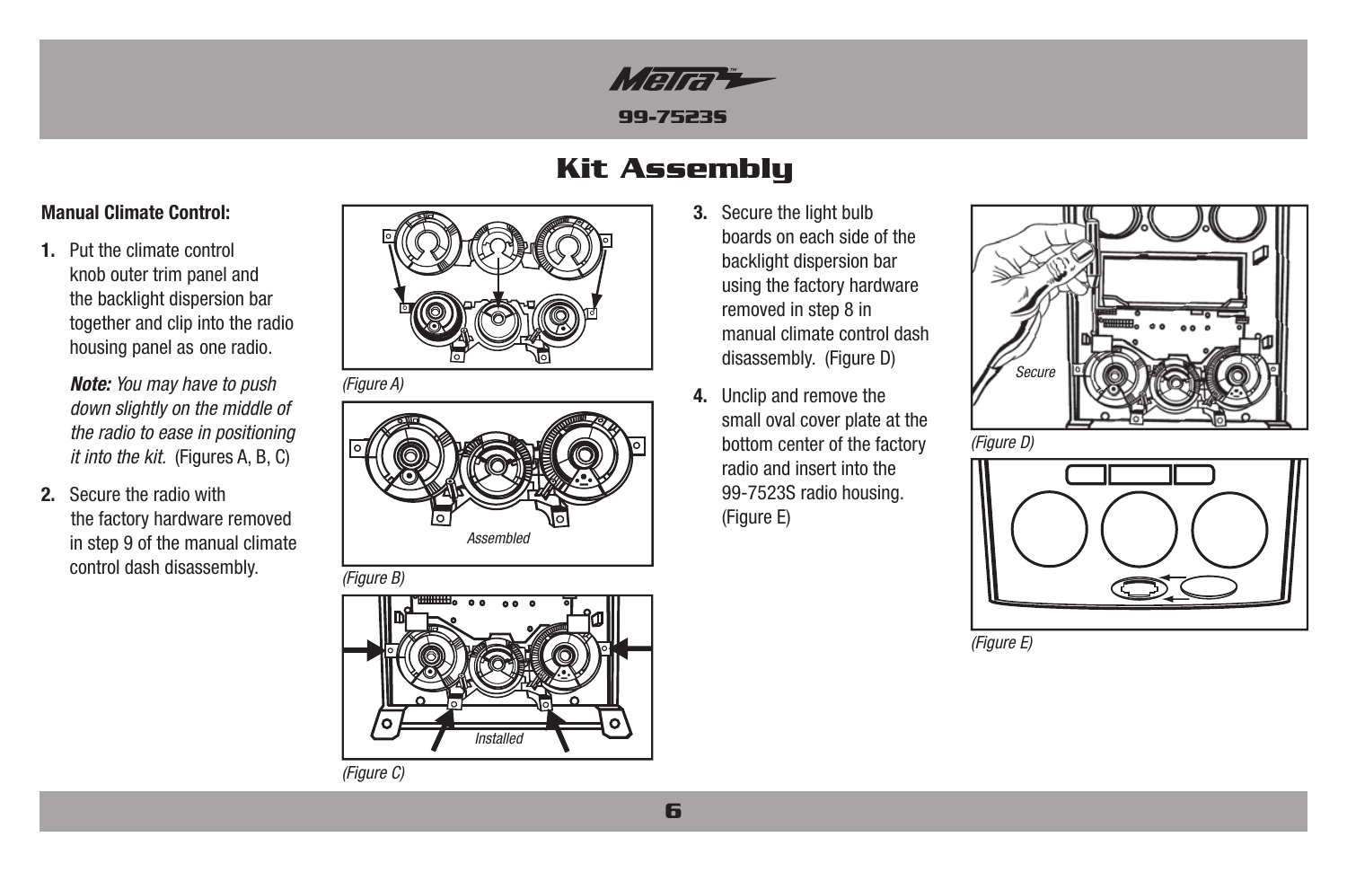# Kit Assembly

**Manual Climate Control:**

1. Put the climate control knob outer trim panel and the backlight dispersion bar together and clip into the radio housing panel as one radio.

   ***Note:*** *You may have to push down slightly on the middle of the radio to ease in positioning it into the kit.* (Figures A, B, C)

2. Secure the radio with the factory hardware removed in step 9 of the manual climate control dash disassembly.

*(Figure A)*

Assembled

*(Figure B)*

Installed

*(Figure C)*

3. Secure the light bulb boards on each side of the backlight dispersion bar using the factory hardware removed in step 8 in manual climate control dash disassembly. (Figure D)

4. Unclip and remove the small oval cover plate at the bottom center of the factory radio and insert into the 99-7523S radio housing. (Figure E)

Secure

*(Figure D)*

*(Figure E)*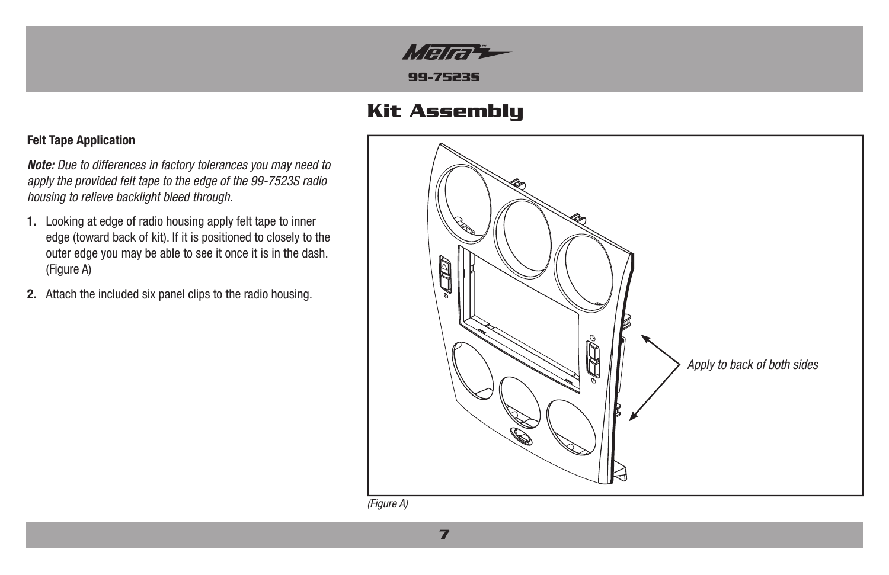# Kit Assembly

**Felt Tape Application**

***Note:*** *Due to differences in factory tolerances you may need to apply the provided felt tape to the edge of the 99-7523S radio housing to relieve backlight bleed through.*

1. Looking at edge of radio housing apply felt tape to inner edge (toward back of kit). If it is positioned to closely to the outer edge you may be able to see it once it is in the dash. (Figure A)
2. Attach the included six panel clips to the radio housing.

*Apply to back of both sides*

*(Figure A)*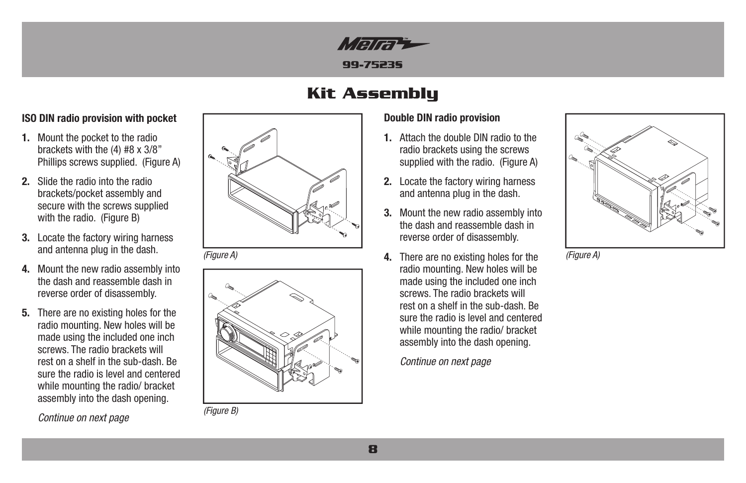# Kit Assembly

### ISO DIN radio provision with pocket

1. Mount the pocket to the radio brackets with the (4) #8 x 3/8" Phillips screws supplied. (Figure A)
2. Slide the radio into the radio brackets/pocket assembly and secure with the screws supplied with the radio. (Figure B)
3. Locate the factory wiring harness and antenna plug in the dash.
4. Mount the new radio assembly into the dash and reassemble dash in reverse order of disassembly.
5. There are no existing holes for the radio mounting. New holes will be made using the included one inch screws. The radio brackets will rest on a shelf in the sub-dash. Be sure the radio is level and centered while mounting the radio/ bracket assembly into the dash opening.

*Continue on next page*

*(Figure A)*

*(Figure B)*

### Double DIN radio provision

1. Attach the double DIN radio to the radio brackets using the screws supplied with the radio. (Figure A)
2. Locate the factory wiring harness and antenna plug in the dash.
3. Mount the new radio assembly into the dash and reassemble dash in reverse order of disassembly.
4. There are no existing holes for the radio mounting. New holes will be made using the included one inch screws. The radio brackets will rest on a shelf in the sub-dash. Be sure the radio is level and centered while mounting the radio/ bracket assembly into the dash opening.

*Continue on next page*

*(Figure A)*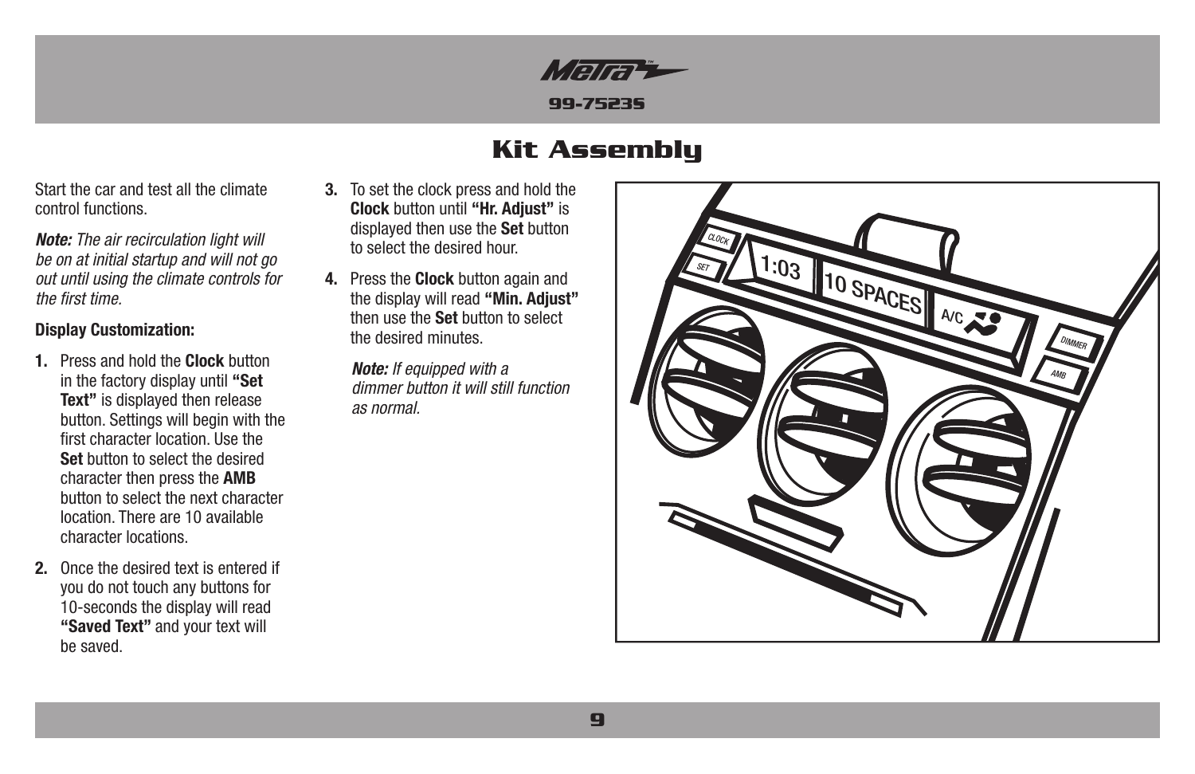# Kit Assembly

Start the car and test all the climate control functions.

***Note:*** *The air recirculation light will be on at initial startup and will not go out until using the climate controls for the first time.*

**Display Customization:**

1. Press and hold the **Clock** button in the factory display until **"Set Text"** is displayed then release button. Settings will begin with the first character location. Use the **Set** button to select the desired character then press the **AMB** button to select the next character location. There are 10 available character locations.
2. Once the desired text is entered if you do not touch any buttons for 10-seconds the display will read **"Saved Text"** and your text will be saved.
3. To set the clock press and hold the **Clock** button until **"Hr. Adjust"** is displayed then use the **Set** button to select the desired hour.
4. Press the **Clock** button again and the display will read **"Min. Adjust"** then use the **Set** button to select the desired minutes.

   ***Note:*** *If equipped with a dimmer button it will still function as normal.*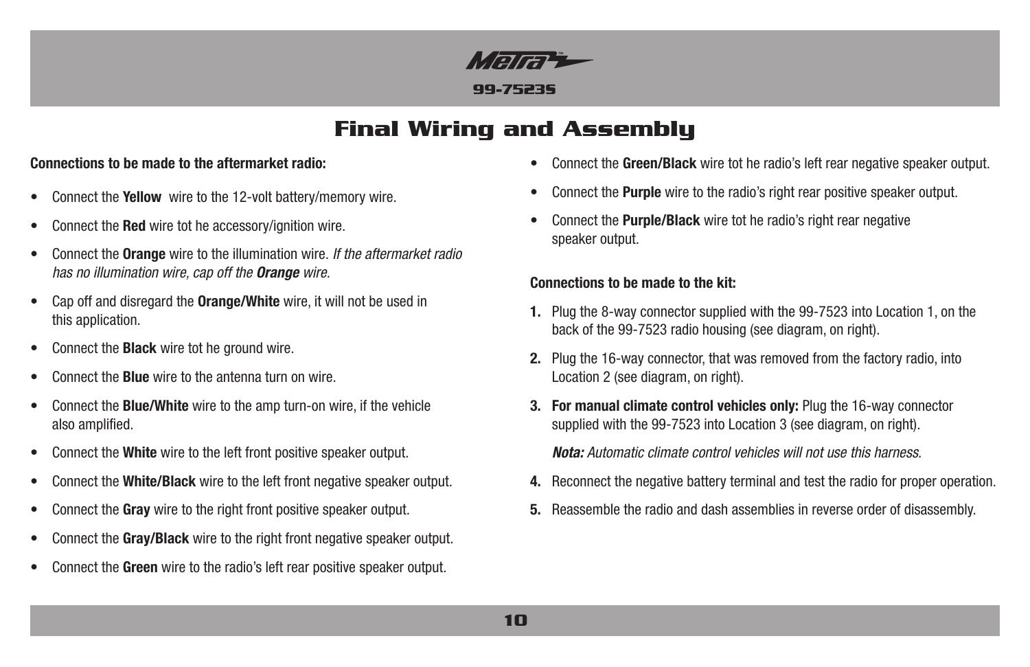# Final Wiring and Assembly

**Connections to be made to the aftermarket radio:**

- Connect the **Yellow** wire to the 12-volt battery/memory wire.
- Connect the **Red** wire tot he accessory/ignition wire.
- Connect the **Orange** wire to the illumination wire. *If the aftermarket radio has no illumination wire, cap off the **Orange** wire.*
- Cap off and disregard the **Orange/White** wire, it will not be used in this application.
- Connect the **Black** wire tot he ground wire.
- Connect the **Blue** wire to the antenna turn on wire.
- Connect the **Blue/White** wire to the amp turn-on wire, if the vehicle also amplified.
- Connect the **White** wire to the left front positive speaker output.
- Connect the **White/Black** wire to the left front negative speaker output.
- Connect the **Gray** wire to the right front positive speaker output.
- Connect the **Gray/Black** wire to the right front negative speaker output.
- Connect the **Green** wire to the radio's left rear positive speaker output.
- Connect the **Green/Black** wire tot he radio's left rear negative speaker output.
- Connect the **Purple** wire to the radio's right rear positive speaker output.
- Connect the **Purple/Black** wire tot he radio's right rear negative speaker output.

**Connections to be made to the kit:**

1. Plug the 8-way connector supplied with the 99-7523 into Location 1, on the back of the 99-7523 radio housing (see diagram, on right).
2. Plug the 16-way connector, that was removed from the factory radio, into Location 2 (see diagram, on right).
3. **For manual climate control vehicles only:** Plug the 16-way connector supplied with the 99-7523 into Location 3 (see diagram, on right).

   ***Nota:*** *Automatic climate control vehicles will not use this harness.*
4. Reconnect the negative battery terminal and test the radio for proper operation.
5. Reassemble the radio and dash assemblies in reverse order of disassembly.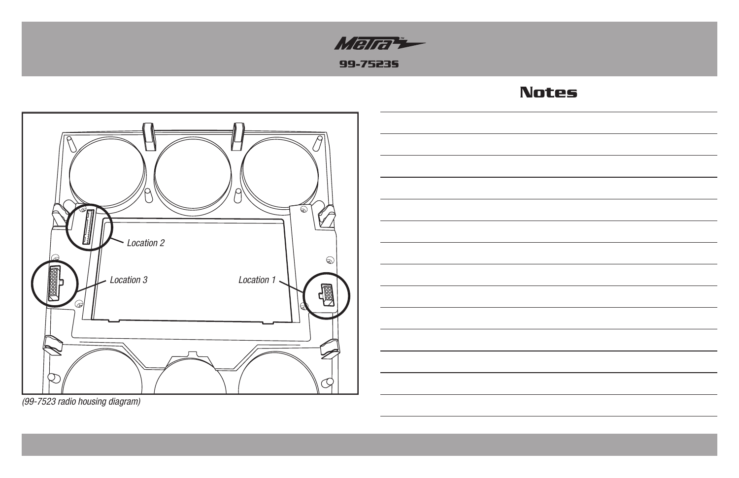Location 2

Location 3

Location 1

*(99-7523 radio housing diagram)*

## Notes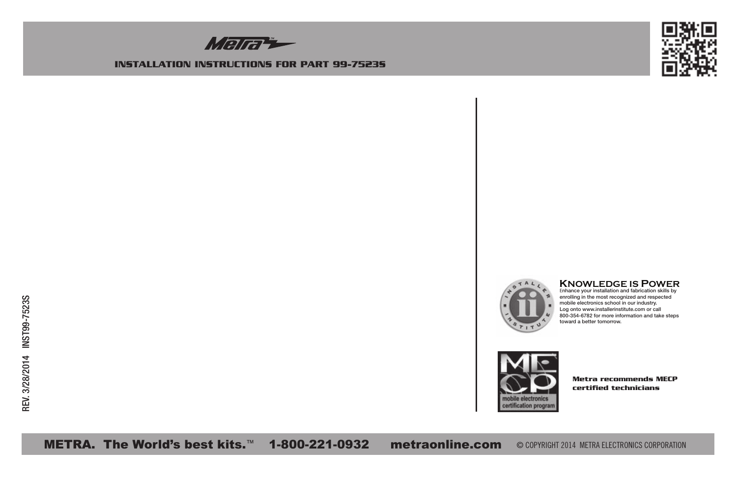# INSTALLATION INSTRUCTIONS FOR PART 99-7523S

REV. 3/28/2014 INST99-7523S

## Knowledge is Power

Enhance your installation and fabrication skills by enrolling in the most recognized and respected mobile electronics school in our industry. Log onto www.installerinstitute.com or call 800-354-6782 for more information and take steps toward a better tomorrow.

**Metra recommends MECP certified technicians**

**METRA. The World's best kits.™ 1-800-221-0932 metraonline.com** © COPYRIGHT 2014 METRA ELECTRONICS CORPORATION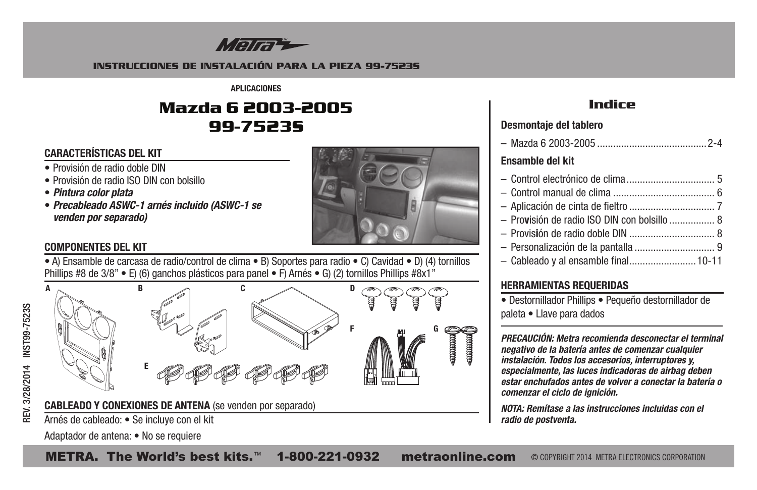# INSTRUCCIONES DE INSTALACIÓN PARA LA PIEZA 99-7523S

APLICACIONES

## Mazda 6 2003-2005
## 99-7523S

### CARACTERÍSTICAS DEL KIT

- Provisión de radio doble DIN
- Provisión de radio ISO DIN con bolsillo
- ***Pintura color plata***
- ***Precableado ASWC-1 arnés incluido (ASWC-1 se venden por separado)***

### COMPONENTES DEL KIT

- A) Ensamble de carcasa de radio/control de clima • B) Soportes para radio • C) Cavidad • D) (4) tornillos Phillips #8 de 3/8" • E) (6) ganchos plásticos para panel • F) Arnés • G) (2) tornillos Phillips #8x1"

A B C D E F G

### CABLEADO Y CONEXIONES DE ANTENA (se venden por separado)

Arnés de cableado: • Se incluye con el kit

Adaptador de antena: • No se requiere

REV. 3/28/2014 INST99-7523S

## Indice

**Desmontaje del tablero**

– Mazda 6 2003-2005 .......................................... 2-4

**Ensamble del kit**

– Control electrónico de clima ................................ 5
– Control manual de clima ..................................... 6
– Aplicación de cinta de fieltro ............................... 7
– Provisión de radio ISO DIN con bolsillo ................. 8
– Provisión de radio doble DIN ............................... 8
– Personalización de la pantalla .............................. 9
– Cableado y al ensamble final......................... 10-11

### HERRAMIENTAS REQUERIDAS

- Destornillador Phillips • Pequeño destornillador de paleta • Llave para dados

***PRECAUCIÓN: Metra recomienda desconectar el terminal negativo de la batería antes de comenzar cualquier instalación. Todos los accesorios, interruptores y, especialmente, las luces indicadoras de airbag deben estar enchufados antes de volver a conectar la batería o comenzar el ciclo de ignición.***

***NOTA: Remítase a las instrucciones incluidas con el radio de postventa.***

**METRA. The World's best kits.™ 1-800-221-0932 metraonline.com** © COPYRIGHT 2014 METRA ELECTRONICS CORPORATION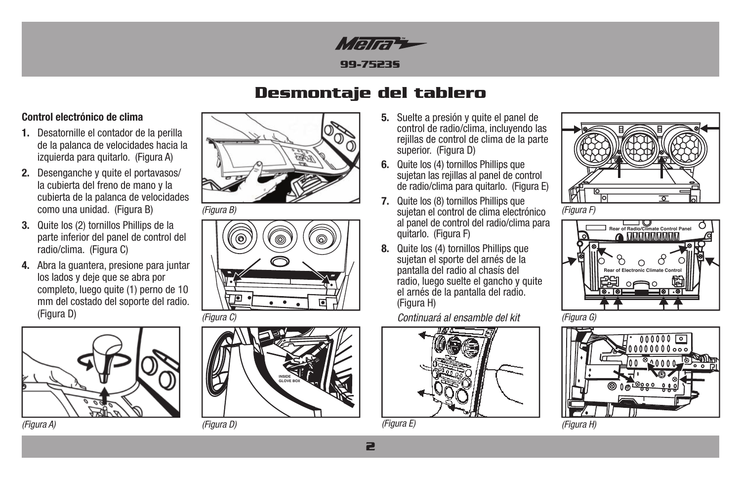# Desmontaje del tablero

**Control electrónico de clima**

1. Desatornille el contador de la perilla de la palanca de velocidades hacia la izquierda para quitarlo. (Figura A)
2. Desenganche y quite el portavasos/ la cubierta del freno de mano y la cubierta de la palanca de velocidades como una unidad. (Figura B)
3. Quite los (2) tornillos Phillips de la parte inferior del panel de control del radio/clima. (Figura C)
4. Abra la guantera, presione para juntar los lados y deje que se abra por completo, luego quite (1) perno de 10 mm del costado del soporte del radio. (Figura D)
5. Suelte a presión y quite el panel de control de radio/clima, incluyendo las rejillas de control de clima de la parte superior. (Figura D)
6. Quite los (4) tornillos Phillips que sujetan las rejillas al panel de control de radio/clima para quitarlo. (Figura E)
7. Quite los (8) tornillos Phillips que sujetan el control de clima electrónico al panel de control del radio/clima para quitarlo. (Figura F)
8. Quite los (4) tornillos Phillips que sujetan el sporte del arnés de la pantalla del radio al chasís del radio, luego suelte el gancho y quite el arnés de la pantalla del radio. (Figura H)

*Continuará al ensamble del kit*

*(Figura A)*

*(Figura B)*

*(Figura C)*

*(Figura D)*

*(Figura E)*

*(Figura F)*

*(Figura G)*

*(Figura H)*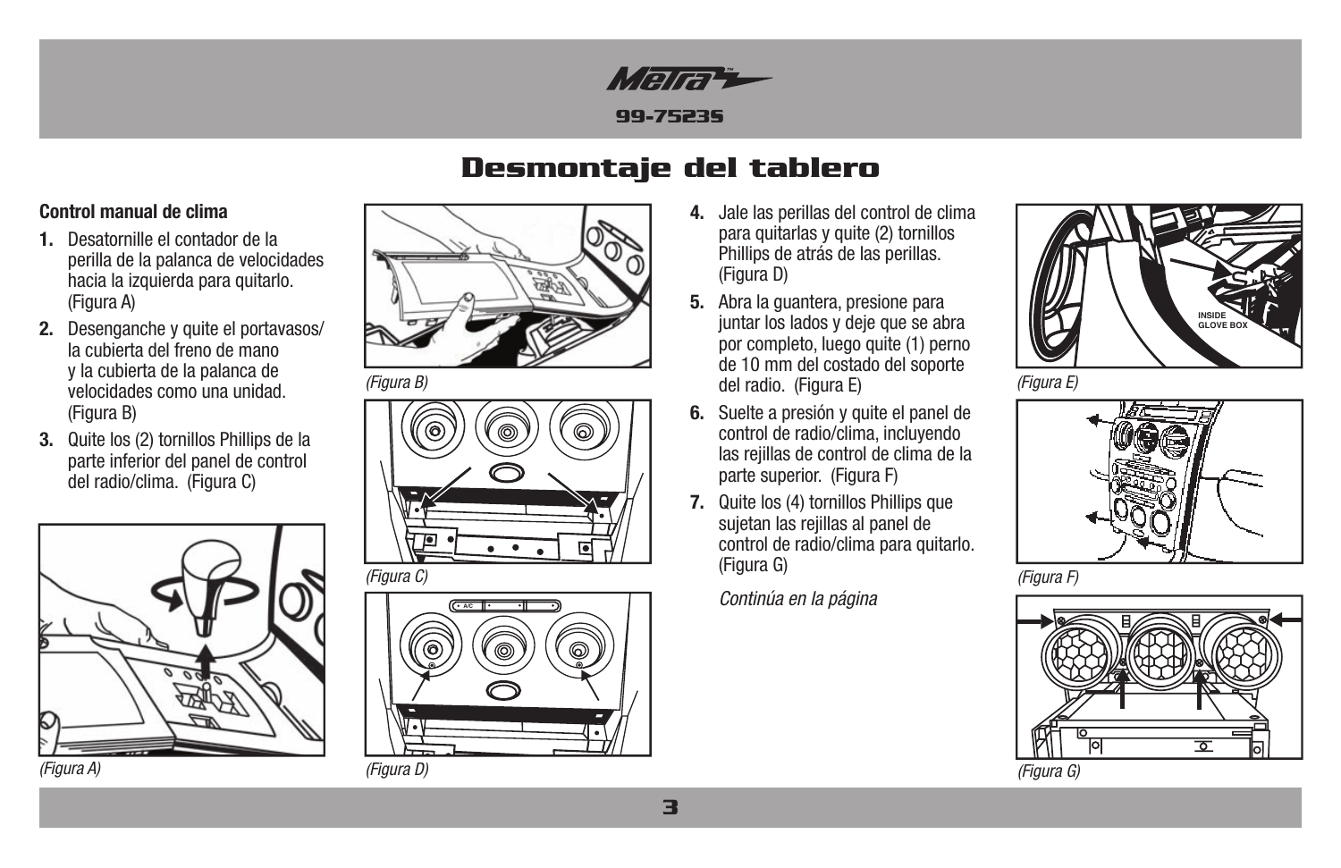# Desmontaje del tablero

**Control manual de clima**

1. Desatornille el contador de la perilla de la palanca de velocidades hacia la izquierda para quitarlo. (Figura A)
2. Desenganche y quite el portavasos/ la cubierta del freno de mano y la cubierta de la palanca de velocidades como una unidad. (Figura B)
3. Quite los (2) tornillos Phillips de la parte inferior del panel de control del radio/clima. (Figura C)
4. Jale las perillas del control de clima para quitarlas y quite (2) tornillos Phillips de atrás de las perillas. (Figura D)
5. Abra la guantera, presione para juntar los lados y deje que se abra por completo, luego quite (1) perno de 10 mm del costado del soporte del radio. (Figura E)
6. Suelte a presión y quite el panel de control de radio/clima, incluyendo las rejillas de control de clima de la parte superior. (Figura F)
7. Quite los (4) tornillos Phillips que sujetan las rejillas al panel de control de radio/clima para quitarlo. (Figura G)

*Continúa en la página*

*(Figura A)*

*(Figura B)*

*(Figura C)*

*(Figura D)*

INSIDE GLOVE BOX

*(Figura E)*

*(Figura F)*

*(Figura G)*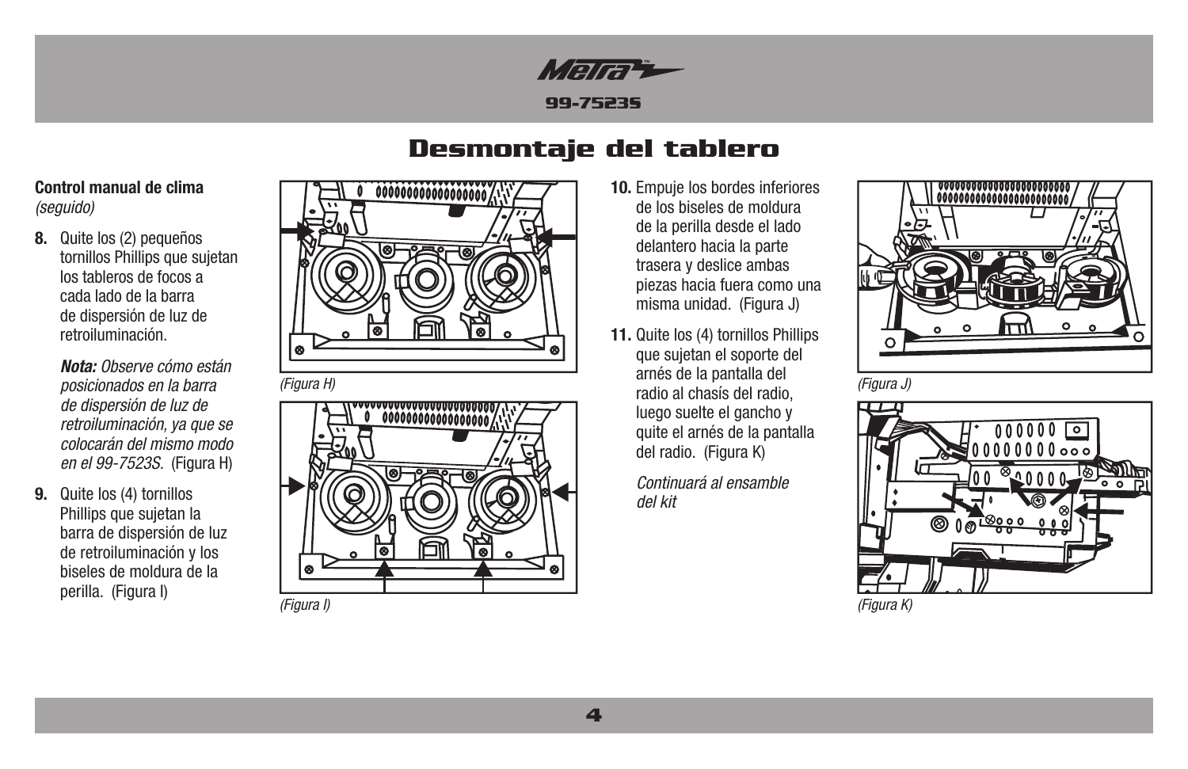# Desmontaje del tablero

**Control manual de clima**
*(seguido)*

**8.** Quite los (2) pequeños tornillos Phillips que sujetan los tableros de focos a cada lado de la barra de dispersión de luz de retroiluminación.

*__Nota:__ Observe cómo están posicionados en la barra de dispersión de luz de retroiluminación, ya que se colocarán del mismo modo en el 99-7523S.* (Figura H)

**9.** Quite los (4) tornillos Phillips que sujetan la barra de dispersión de luz de retroiluminación y los biseles de moldura de la perilla. (Figura I)

*(Figura H)*

*(Figura I)*

**10.** Empuje los bordes inferiores de los biseles de moldura de la perilla desde el lado delantero hacia la parte trasera y deslice ambas piezas hacia fuera como una misma unidad. (Figura J)

**11.** Quite los (4) tornillos Phillips que sujetan el soporte del arnés de la pantalla del radio al chasís del radio, luego suelte el gancho y quite el arnés de la pantalla del radio. (Figura K)

*Continuará al ensamble del kit*

*(Figura J)*

*(Figura K)*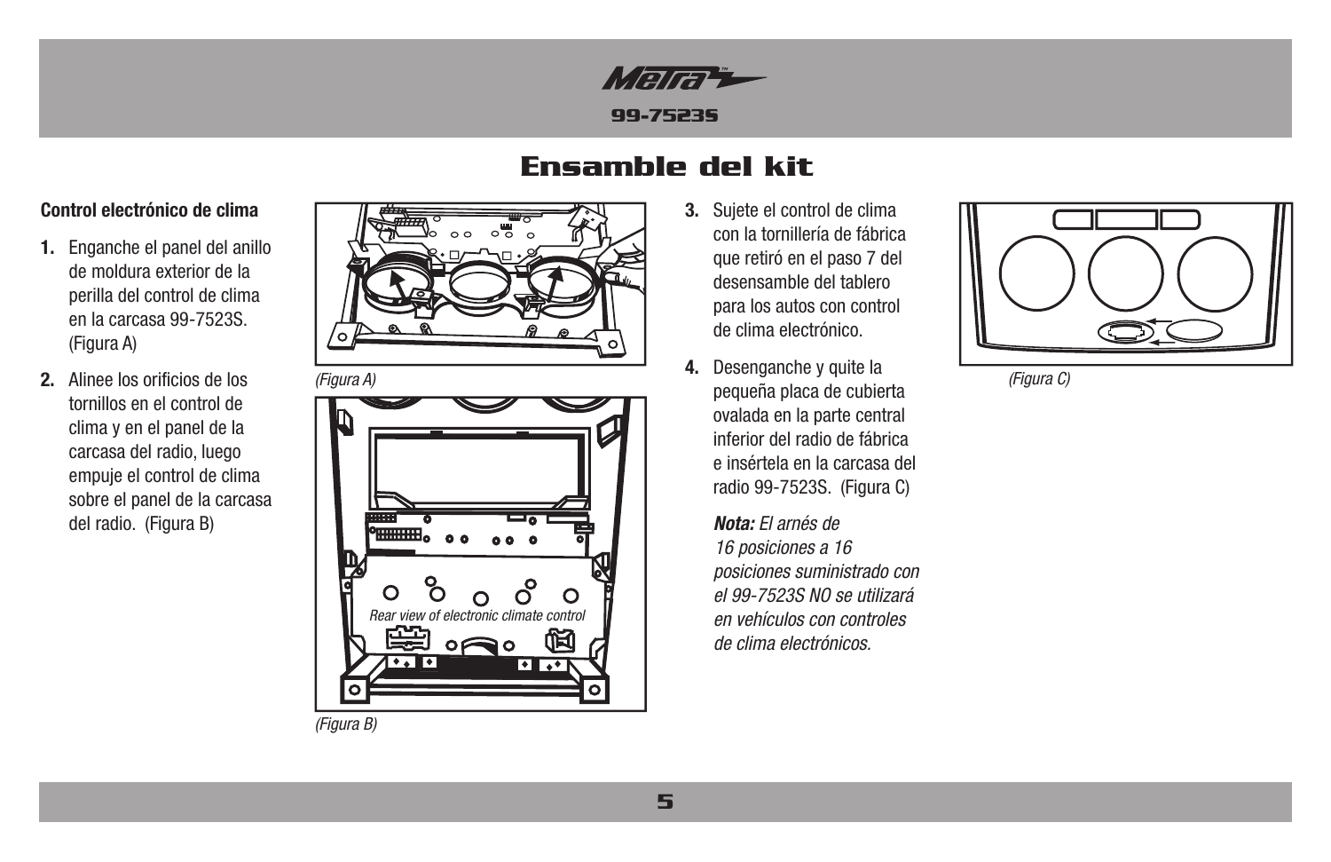# Ensamble del kit

**Control electrónico de clima**

1. Enganche el panel del anillo de moldura exterior de la perilla del control de clima en la carcasa 99-7523S. (Figura A)

2. Alinee los orificios de los tornillos en el control de clima y en el panel de la carcasa del radio, luego empuje el control de clima sobre el panel de la carcasa del radio. (Figura B)

*(Figura A)*

Rear view of electronic climate control

*(Figura B)*

3. Sujete el control de clima con la tornillería de fábrica que retiró en el paso 7 del desensamble del tablero para los autos con control de clima electrónico.

4. Desenganche y quite la pequeña placa de cubierta ovalada en la parte central inferior del radio de fábrica e insértela en la carcasa del radio 99-7523S. (Figura C)

   ***Nota:*** *El arnés de 16 posiciones a 16 posiciones suministrado con el 99-7523S NO se utilizará en vehículos con controles de clima electrónicos.*

*(Figura C)*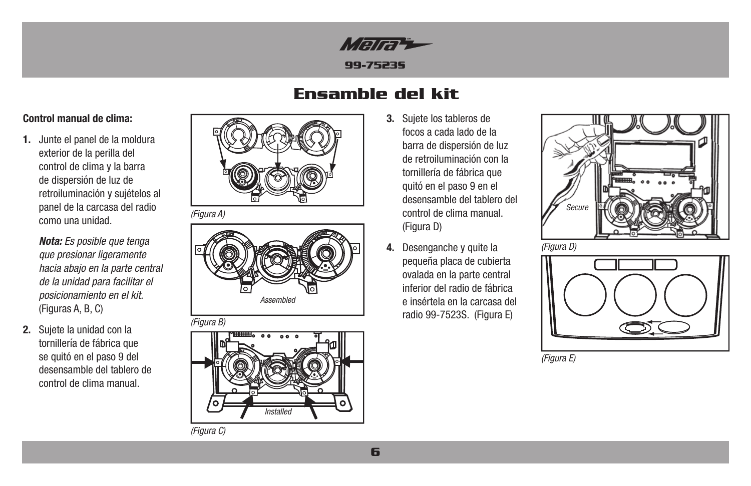# Ensamble del kit

**Control manual de clima:**

1. Junte el panel de la moldura exterior de la perilla del control de clima y la barra de dispersión de luz de retroiluminación y sujételos al panel de la carcasa del radio como una unidad.

   ***Nota:*** *Es posible que tenga que presionar ligeramente hacia abajo en la parte central de la unidad para facilitar el posicionamiento en el kit.* (Figuras A, B, C)

2. Sujete la unidad con la tornillería de fábrica que se quitó en el paso 9 del desensamble del tablero de control de clima manual.

*(Figura A)*

Assembled

*(Figura B)*

Installed

*(Figura C)*

3. Sujete los tableros de focos a cada lado de la barra de dispersión de luz de retroiluminación con la tornillería de fábrica que quitó en el paso 9 en el desensamble del tablero del control de clima manual. (Figura D)

4. Desenganche y quite la pequeña placa de cubierta ovalada en la parte central inferior del radio de fábrica e insértela en la carcasa del radio 99-7523S. (Figura E)

Secure

*(Figura D)*

*(Figura E)*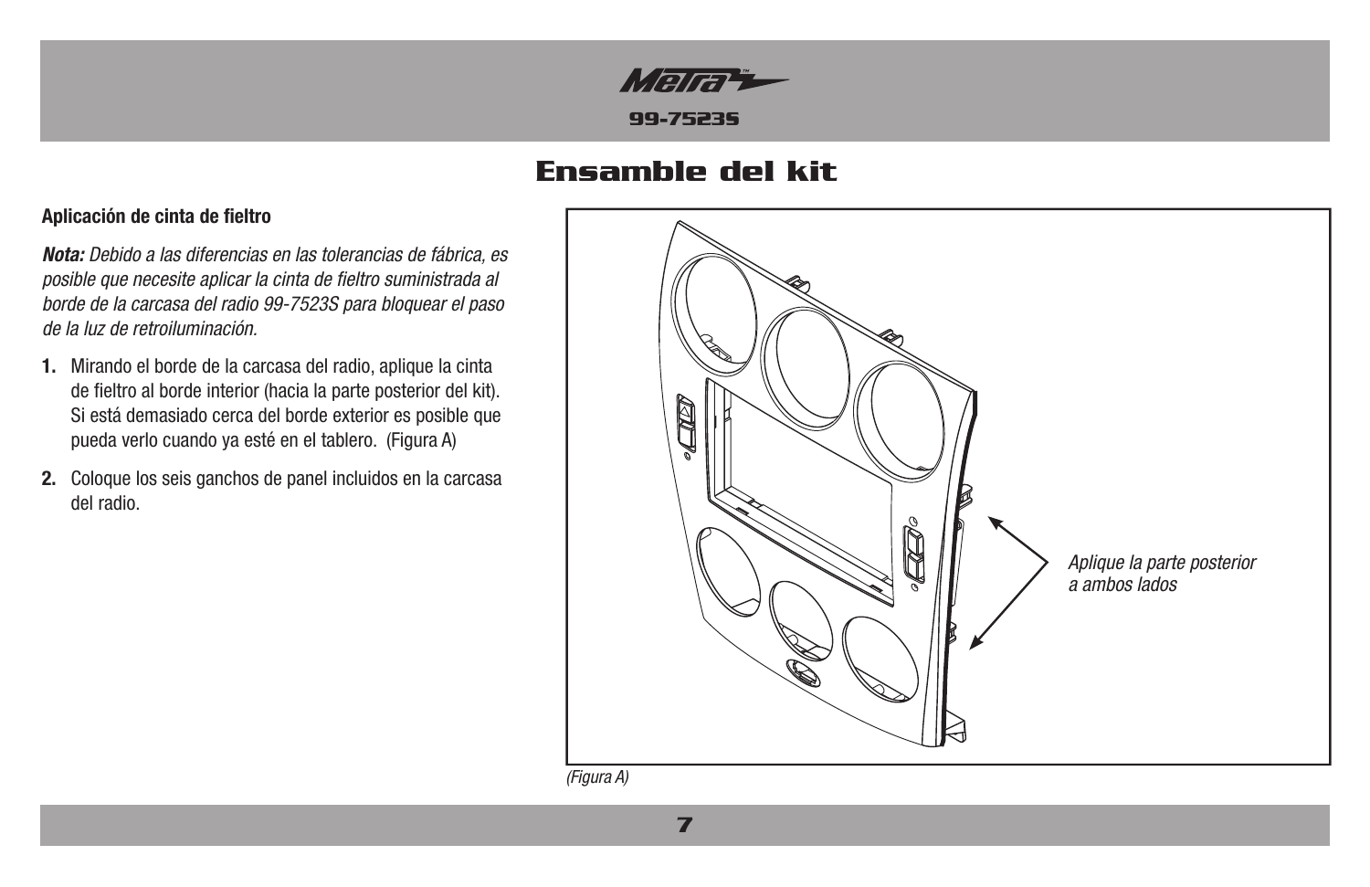# Ensamble del kit

**Aplicación de cinta de fieltro**

***Nota:*** *Debido a las diferencias en las tolerancias de fábrica, es posible que necesite aplicar la cinta de fieltro suministrada al borde de la carcasa del radio 99-7523S para bloquear el paso de la luz de retroiluminación.*

1. Mirando el borde de la carcasa del radio, aplique la cinta de fieltro al borde interior (hacia la parte posterior del kit). Si está demasiado cerca del borde exterior es posible que pueda verlo cuando ya esté en el tablero. (Figura A)
2. Coloque los seis ganchos de panel incluidos en la carcasa del radio.

*Aplique la parte posterior a ambos lados*

*(Figura A)*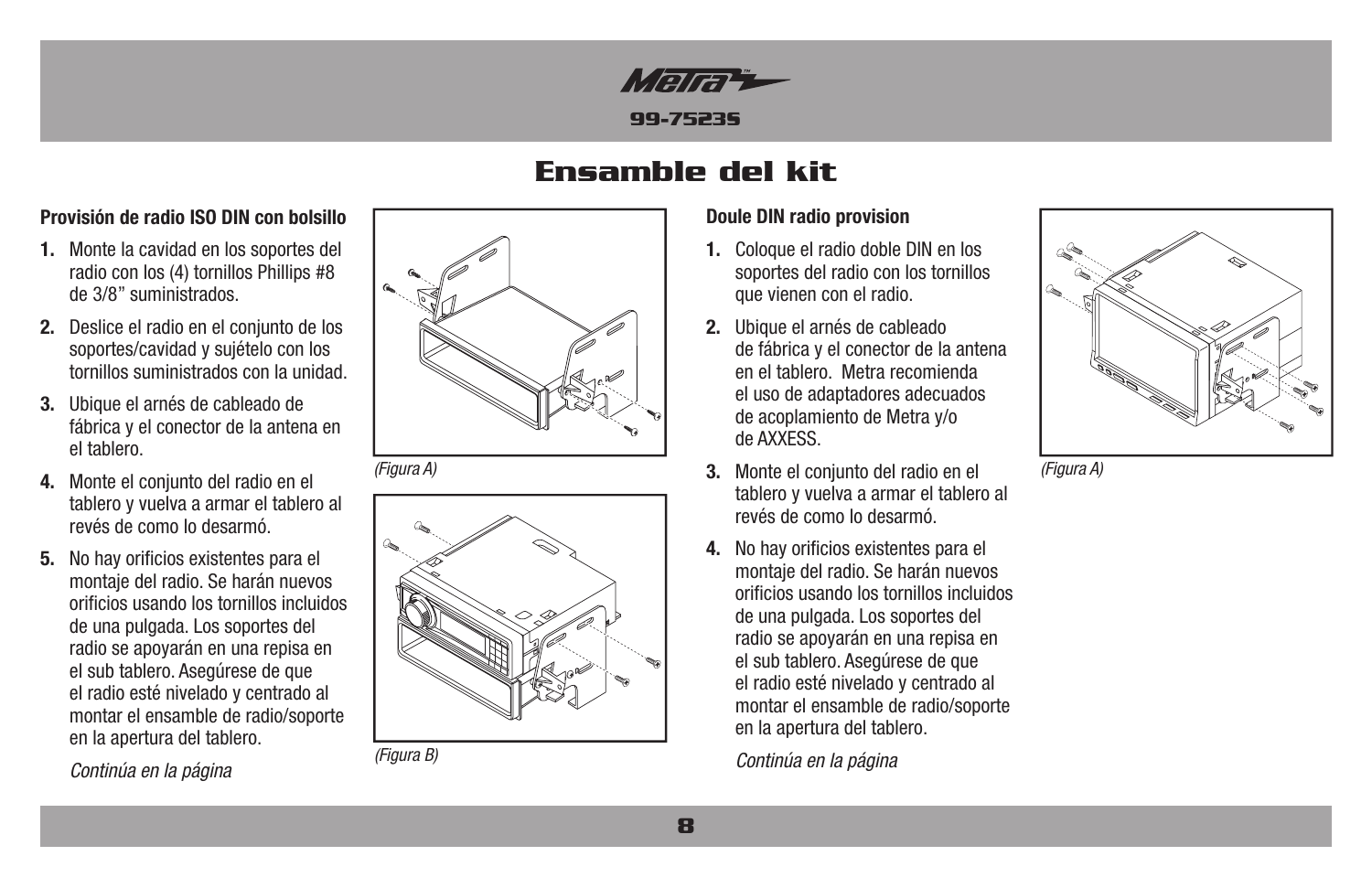# Ensamble del kit

### Provisión de radio ISO DIN con bolsillo

1. Monte la cavidad en los soportes del radio con los (4) tornillos Phillips #8 de 3/8" suministrados.
2. Deslice el radio en el conjunto de los soportes/cavidad y sujételo con los tornillos suministrados con la unidad.
3. Ubique el arnés de cableado de fábrica y el conector de la antena en el tablero.
4. Monte el conjunto del radio en el tablero y vuelva a armar el tablero al revés de como lo desarmó.
5. No hay orificios existentes para el montaje del radio. Se harán nuevos orificios usando los tornillos incluidos de una pulgada. Los soportes del radio se apoyarán en una repisa en el sub tablero. Asegúrese de que el radio esté nivelado y centrado al montar el ensamble de radio/soporte en la apertura del tablero.

*Continúa en la página*

*(Figura A)*

*(Figura B)*

### Doule DIN radio provision

1. Coloque el radio doble DIN en los soportes del radio con los tornillos que vienen con el radio.
2. Ubique el arnés de cableado de fábrica y el conector de la antena en el tablero. Metra recomienda el uso de adaptadores adecuados de acoplamiento de Metra y/o de AXXESS.
3. Monte el conjunto del radio en el tablero y vuelva a armar el tablero al revés de como lo desarmó.
4. No hay orificios existentes para el montaje del radio. Se harán nuevos orificios usando los tornillos incluidos de una pulgada. Los soportes del radio se apoyarán en una repisa en el sub tablero. Asegúrese de que el radio esté nivelado y centrado al montar el ensamble de radio/soporte en la apertura del tablero.

*Continúa en la página*

*(Figura A)*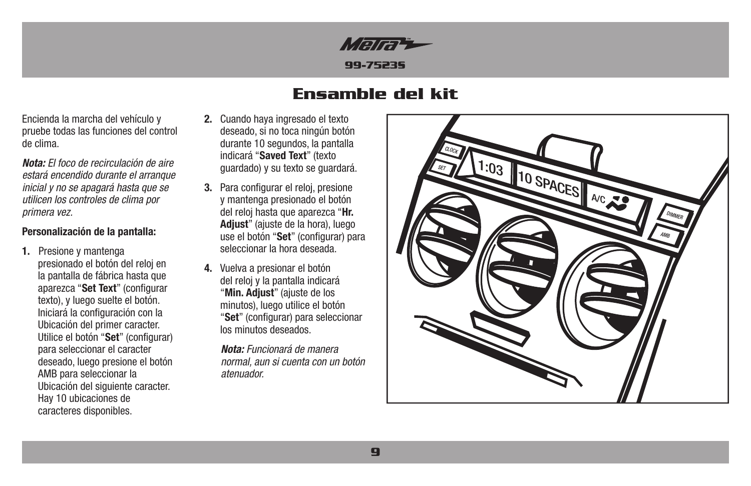# Ensamble del kit

Encienda la marcha del vehículo y pruebe todas las funciones del control de clima.

***Nota:*** *El foco de recirculación de aire estará encendido durante el arranque inicial y no se apagará hasta que se utilicen los controles de clima por primera vez.*

**Personalización de la pantalla:**

1. Presione y mantenga presionado el botón del reloj en la pantalla de fábrica hasta que aparezca "**Set Text**" (configurar texto), y luego suelte el botón. Iniciará la configuración con la Ubicación del primer caracter. Utilice el botón "**Set**" (configurar) para seleccionar el caracter deseado, luego presione el botón AMB para seleccionar la Ubicación del siguiente caracter. Hay 10 ubicaciones de caracteres disponibles.
2. Cuando haya ingresado el texto deseado, si no toca ningún botón durante 10 segundos, la pantalla indicará "**Saved Text**" (texto guardado) y su texto se guardará.
3. Para configurar el reloj, presione y mantenga presionado el botón del reloj hasta que aparezca "**Hr. Adjust**" (ajuste de la hora), luego use el botón "**Set**" (configurar) para seleccionar la hora deseada.
4. Vuelva a presionar el botón del reloj y la pantalla indicará "**Min. Adjust**" (ajuste de los minutos), luego utilice el botón "**Set**" (configurar) para seleccionar los minutos deseados.

   ***Nota:*** *Funcionará de manera normal, aun si cuenta con un botón atenuador.*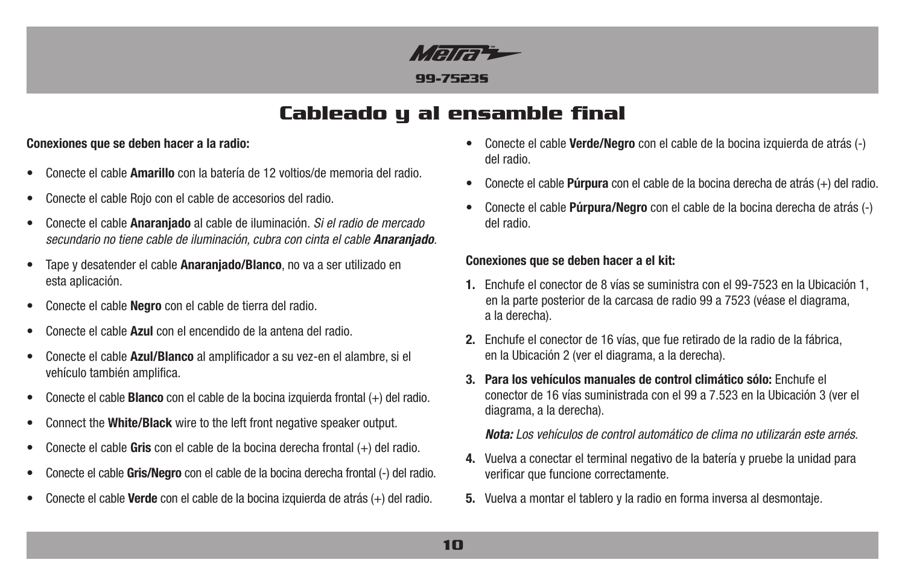# Cableado y al ensamble final

**Conexiones que se deben hacer a la radio:**

- Conecte el cable **Amarillo** con la batería de 12 voltios/de memoria del radio.
- Conecte el cable Rojo con el cable de accesorios del radio.
- Conecte el cable **Anaranjado** al cable de iluminación. *Si el radio de mercado secundario no tiene cable de iluminación, cubra con cinta el cable **Anaranjado**.*
- Tape y desatender el cable **Anaranjado/Blanco**, no va a ser utilizado en esta aplicación.
- Conecte el cable **Negro** con el cable de tierra del radio.
- Conecte el cable **Azul** con el encendido de la antena del radio.
- Conecte el cable **Azul/Blanco** al amplificador a su vez-en el alambre, si el vehículo también amplifica.
- Conecte el cable **Blanco** con el cable de la bocina izquierda frontal (+) del radio.
- Connect the **White/Black** wire to the left front negative speaker output.
- Conecte el cable **Gris** con el cable de la bocina derecha frontal (+) del radio.
- Conecte el cable **Gris/Negro** con el cable de la bocina derecha frontal (-) del radio.
- Conecte el cable **Verde** con el cable de la bocina izquierda de atrás (+) del radio.
- Conecte el cable **Verde/Negro** con el cable de la bocina izquierda de atrás (-) del radio.
- Conecte el cable **Púrpura** con el cable de la bocina derecha de atrás (+) del radio.
- Conecte el cable **Púrpura/Negro** con el cable de la bocina derecha de atrás (-) del radio.

**Conexiones que se deben hacer a el kit:**

1. Enchufe el conector de 8 vías se suministra con el 99-7523 en la Ubicación 1, en la parte posterior de la carcasa de radio 99 a 7523 (véase el diagrama, a la derecha).
2. Enchufe el conector de 16 vías, que fue retirado de la radio de la fábrica, en la Ubicación 2 (ver el diagrama, a la derecha).
3. **Para los vehículos manuales de control climático sólo:** Enchufe el conector de 16 vías suministrada con el 99 a 7.523 en la Ubicación 3 (ver el diagrama, a la derecha).

   ***Nota:** Los vehículos de control automático de clima no utilizarán este arnés.*
4. Vuelva a conectar el terminal negativo de la batería y pruebe la unidad para verificar que funcione correctamente.
5. Vuelva a montar el tablero y la radio en forma inversa al desmontaje.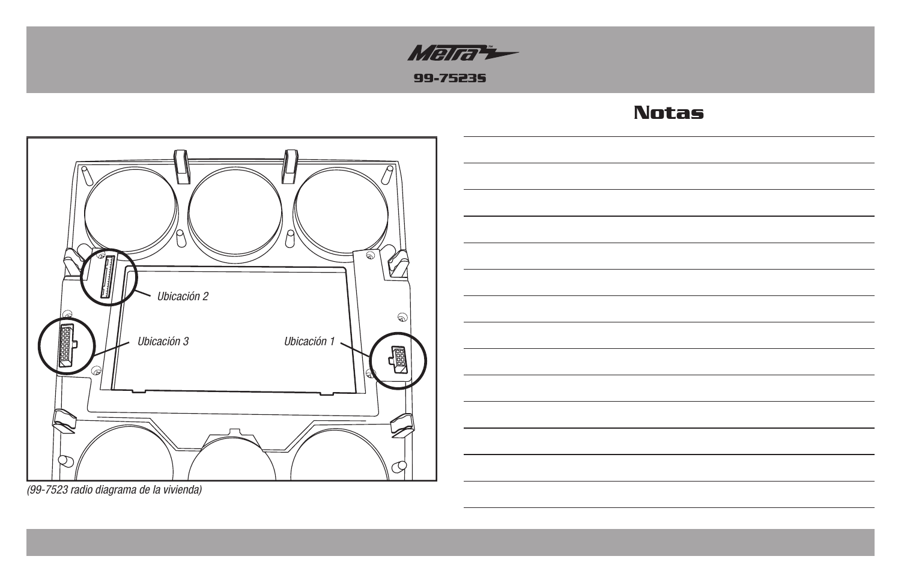Ubicación 2

Ubicación 3

Ubicación 1

(99-7523 radio diagrama de la vivienda)

## Notas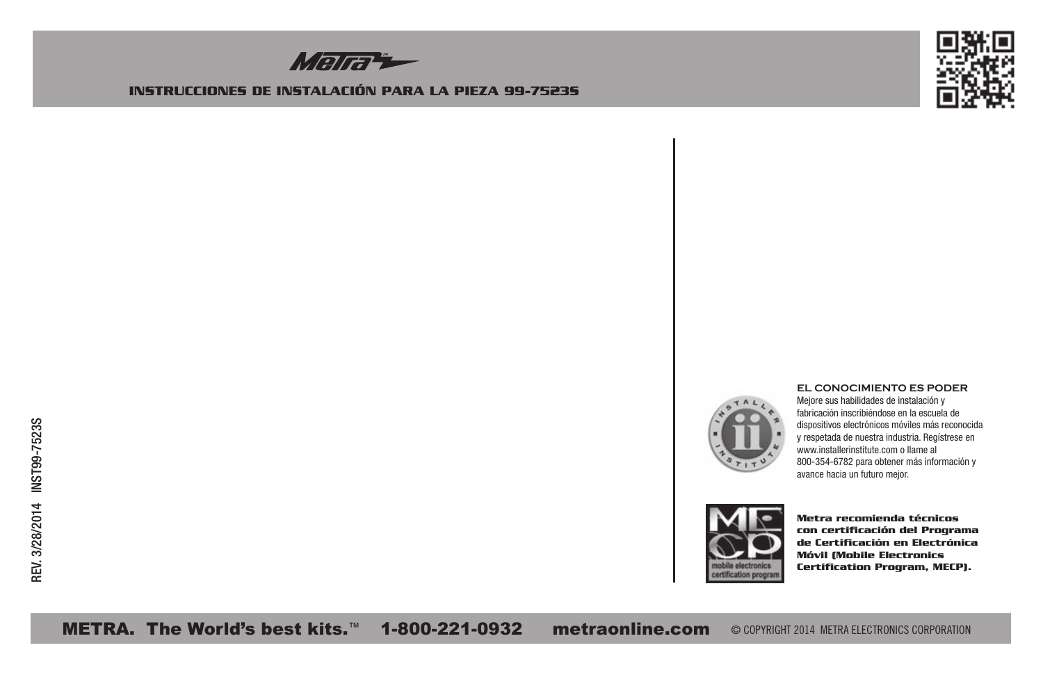**INSTRUCCIONES DE INSTALACIÓN PARA LA PIEZA 99-7523S**

REV. 3/28/2014 INST99-7523S

**EL CONOCIMIENTO ES PODER**

Mejore sus habilidades de instalación y fabricación inscribiéndose en la escuela de dispositivos electrónicos móviles más reconocida y respetada de nuestra industria. Regístrese en www.installerinstitute.com o llame al 800-354-6782 para obtener más información y avance hacia un futuro mejor.

**Metra recomienda técnicos con certificación del Programa de Certificación en Electrónica Móvil (Mobile Electronics Certification Program, MECP).**

**METRA. The World's best kits.™ 1-800-221-0932 metraonline.com** © COPYRIGHT 2014 METRA ELECTRONICS CORPORATION